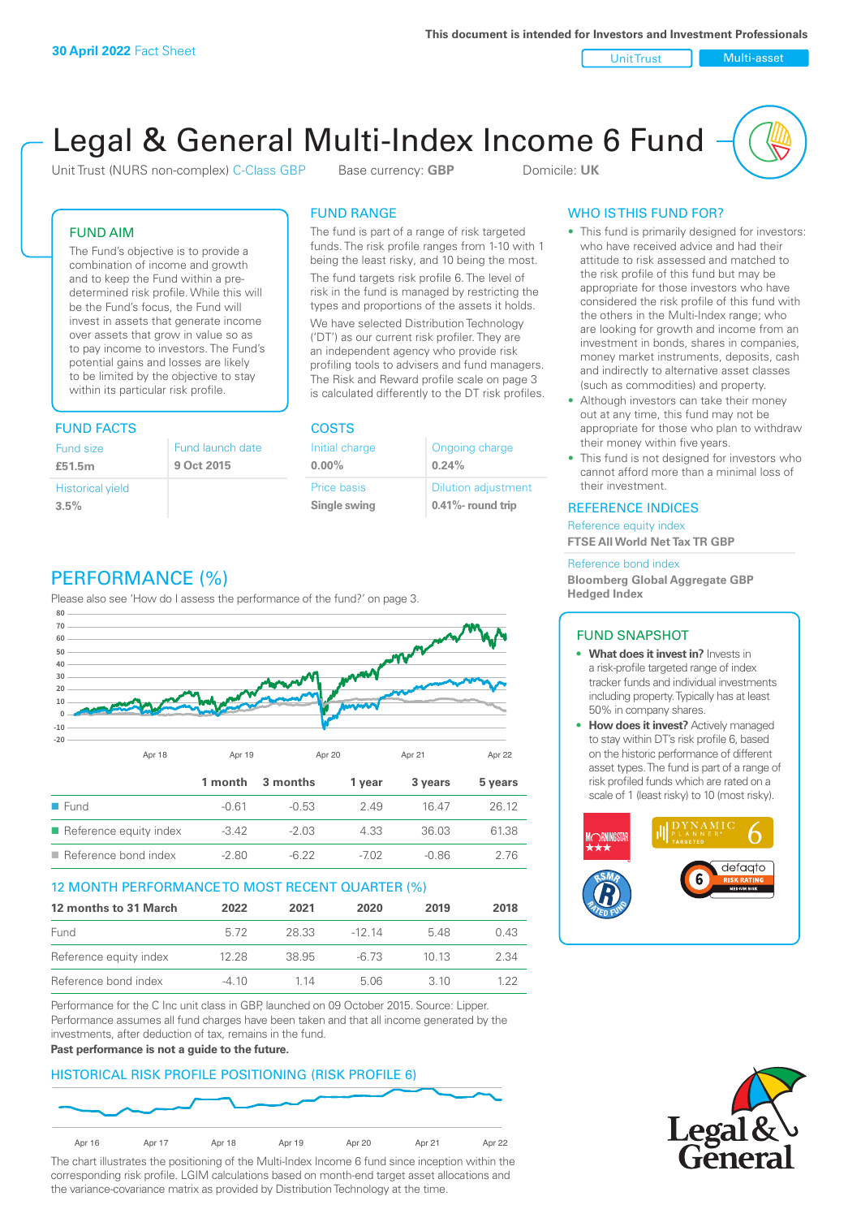**30 April 2022** Fact Sheet

This document is intended for Investors and Investment Professionals

Unit Trust | Multi-asset

# Legal & General Multi-Index Income 6 Fund

Unit Trust (NURS non-complex) C-Class GBP    Base currency: **GBP**    Domicile: **UK**

## FUND AIM

The Fund's objective is to provide a combination of income and growth and to keep the Fund within a pre-determined risk profile. While this will be the Fund's focus, the Fund will invest in assets that generate income over assets that grow in value so as to pay income to investors. The Fund's potential gains and losses are likely to be limited by the objective to stay within its particular risk profile.

## FUND RANGE

The fund is part of a range of risk targeted funds. The risk profile ranges from 1-10 with 1 being the least risky, and 10 being the most.

The fund targets risk profile 6. The level of risk in the fund is managed by restricting the types and proportions of the assets it holds.

We have selected Distribution Technology ('DT') as our current risk profiler. They are an independent agency who provide risk profiling tools to advisers and fund managers. The Risk and Reward profile scale on page 3 is calculated differently to the DT risk profiles.

## WHO IS THIS FUND FOR?

- This fund is primarily designed for investors: who have received advice and had their attitude to risk assessed and matched to the risk profile of this fund but may be appropriate for those investors who have considered the risk profile of this fund with the others in the Multi-Index range; who are looking for growth and income from an investment in bonds, shares in companies, money market instruments, deposits, cash and indirectly to alternative asset classes (such as commodities) and property.
- Although investors can take their money out at any time, this fund may not be appropriate for those who plan to withdraw their money within five years.
- This fund is not designed for investors who cannot afford more than a minimal loss of their investment.

## FUND FACTS

| Fund size | Fund launch date |
|---|---|
| **£51.5m** | **9 Oct 2015** |
| **Historical yield** | |
| **3.5%** | |

## COSTS

| Initial charge | Ongoing charge |
|---|---|
| **0.00%** | **0.24%** |
| **Price basis** | **Dilution adjustment** |
| **Single swing** | **0.41%- round trip** |

## REFERENCE INDICES

Reference equity index
**FTSE All World Net Tax TR GBP**

Reference bond index
**Bloomberg Global Aggregate GBP Hedged Index**

## PERFORMANCE (%)

Please also see 'How do I assess the performance of the fund?' on page 3.

| | 1 month | 3 months | 1 year | 3 years | 5 years |
|---|---|---|---|---|---|
| Fund | -0.61 | -0.53 | 2.49 | 16.47 | 26.12 |
| Reference equity index | -3.42 | -2.03 | 4.33 | 36.03 | 61.38 |
| Reference bond index | -2.80 | -6.22 | -7.02 | -0.86 | 2.76 |

## 12 MONTH PERFORMANCE TO MOST RECENT QUARTER (%)

| 12 months to 31 March | 2022 | 2021 | 2020 | 2019 | 2018 |
|---|---|---|---|---|---|
| Fund | 5.72 | 28.33 | -12.14 | 5.48 | 0.43 |
| Reference equity index | 12.28 | 38.95 | -6.73 | 10.13 | 2.34 |
| Reference bond index | -4.10 | 1.14 | 5.06 | 3.10 | 1.22 |

Performance for the C Inc unit class in GBP, launched on 09 October 2015. Source: Lipper. Performance assumes all fund charges have been taken and that all income generated by the investments, after deduction of tax, remains in the fund.

**Past performance is not a guide to the future.**

## FUND SNAPSHOT

- **What does it invest in?** Invests in a risk-profile targeted range of index tracker funds and individual investments including property. Typically has at least 50% in company shares.
- **How does it invest?** Actively managed to stay within DT's risk profile 6, based on the historic performance of different asset types. The fund is part of a range of risk profiled funds which are rated on a scale of 1 (least risky) to 10 (most risky).

## HISTORICAL RISK PROFILE POSITIONING (RISK PROFILE 6)

The chart illustrates the positioning of the Multi-Index Income 6 fund since inception within the corresponding risk profile. LGIM calculations based on month-end target asset allocations and the variance-covariance matrix as provided by Distribution Technology at the time.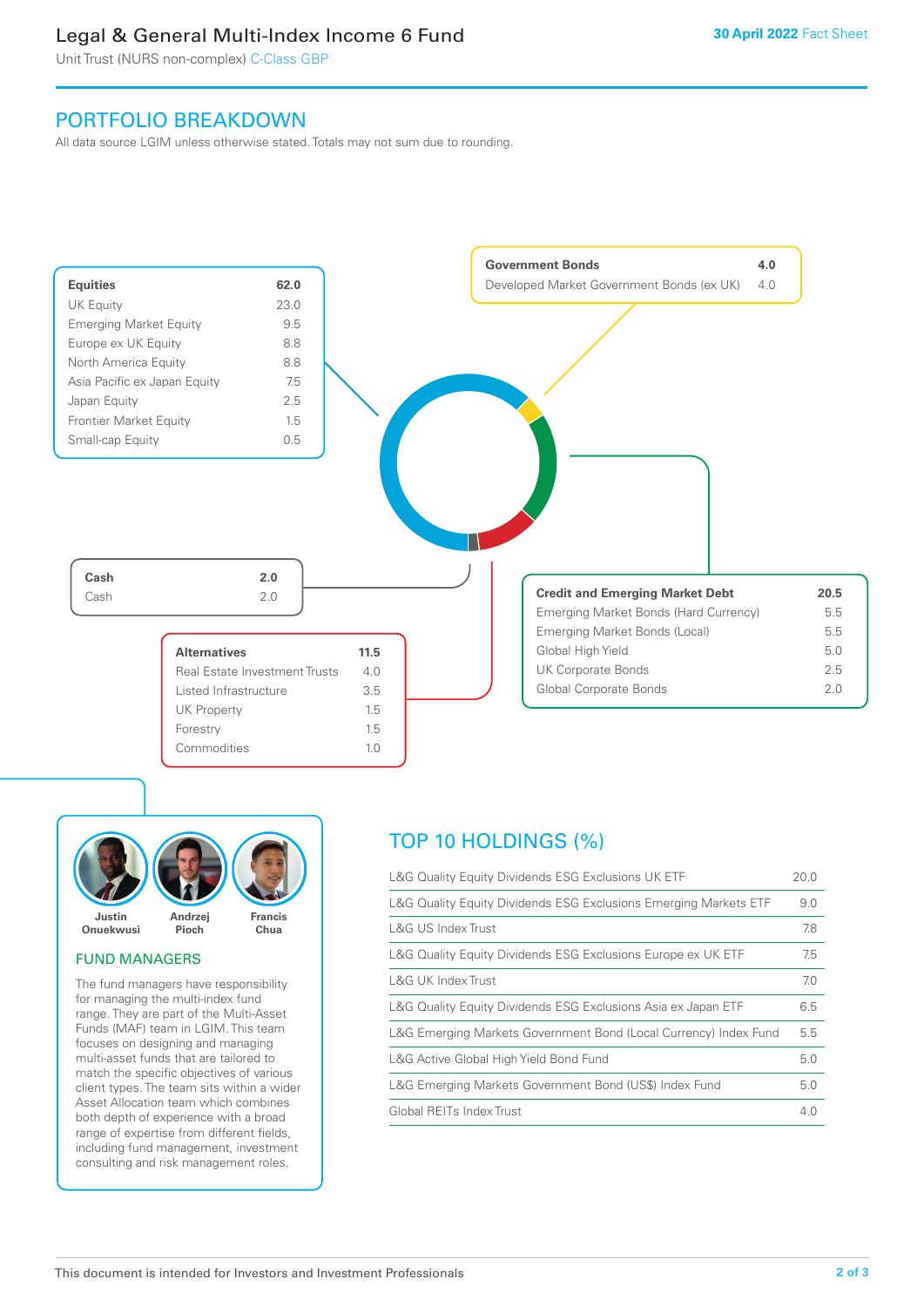# Legal & General Multi-Index Income 6 Fund

Unit Trust (NURS non-complex) C-Class GBP

**30 April 2022** Fact Sheet

## PORTFOLIO BREAKDOWN

All data source LGIM unless otherwise stated. Totals may not sum due to rounding.

| **Equities** | **62.0** |
|---|---|
| UK Equity | 23.0 |
| Emerging Market Equity | 9.5 |
| Europe ex UK Equity | 8.8 |
| North America Equity | 8.8 |
| Asia Pacific ex Japan Equity | 7.5 |
| Japan Equity | 2.5 |
| Frontier Market Equity | 1.5 |
| Small-cap Equity | 0.5 |

| **Government Bonds** | **4.0** |
|---|---|
| Developed Market Government Bonds (ex UK) | 4.0 |

| **Cash** | **2.0** |
|---|---|
| Cash | 2.0 |

| **Credit and Emerging Market Debt** | **20.5** |
|---|---|
| Emerging Market Bonds (Hard Currency) | 5.5 |
| Emerging Market Bonds (Local) | 5.5 |
| Global High Yield | 5.0 |
| UK Corporate Bonds | 2.5 |
| Global Corporate Bonds | 2.0 |

| **Alternatives** | **11.5** |
|---|---|
| Real Estate Investment Trusts | 4.0 |
| Listed Infrastructure | 3.5 |
| UK Property | 1.5 |
| Forestry | 1.5 |
| Commodities | 1.0 |

Justin Onuekwusi | Andrzej Pioch | Francis Chua

## FUND MANAGERS

The fund managers have responsibility for managing the multi-index fund range. They are part of the Multi-Asset Funds (MAF) team in LGIM. This team focuses on designing and managing multi-asset funds that are tailored to match the specific objectives of various client types. The team sits within a wider Asset Allocation team which combines both depth of experience with a broad range of expertise from different fields, including fund management, investment consulting and risk management roles.

## TOP 10 HOLDINGS (%)

| Holding | % |
|---|---|
| L&G Quality Equity Dividends ESG Exclusions UK ETF | 20.0 |
| L&G Quality Equity Dividends ESG Exclusions Emerging Markets ETF | 9.0 |
| L&G US Index Trust | 7.8 |
| L&G Quality Equity Dividends ESG Exclusions Europe ex UK ETF | 7.5 |
| L&G UK Index Trust | 7.0 |
| L&G Quality Equity Dividends ESG Exclusions Asia ex Japan ETF | 6.5 |
| L&G Emerging Markets Government Bond (Local Currency) Index Fund | 5.5 |
| L&G Active Global High Yield Bond Fund | 5.0 |
| L&G Emerging Markets Government Bond (US$) Index Fund | 5.0 |
| Global REITs Index Trust | 4.0 |

This document is intended for Investors and Investment Professionals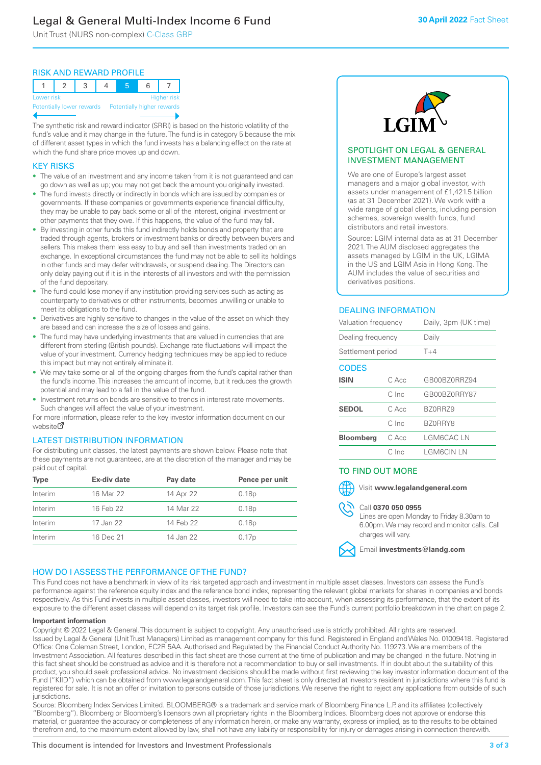# Legal & General Multi-Index Income 6 Fund

Unit Trust (NURS non-complex) C-Class GBP

**30 April 2022** Fact Sheet

## RISK AND REWARD PROFILE

| 1 | 2 | 3 | 4 | 5 | 6 | 7 |
|---|---|---|---|---|---|---|

Lower risk — Higher risk

Potentially lower rewards — Potentially higher rewards

The synthetic risk and reward indicator (SRRI) is based on the historic volatility of the fund's value and it may change in the future. The fund is in category 5 because the mix of different asset types in which the fund invests has a balancing effect on the rate at which the fund share price moves up and down.

## KEY RISKS

- The value of an investment and any income taken from it is not guaranteed and can go down as well as up; you may not get back the amount you originally invested.
- The fund invests directly or indirectly in bonds which are issued by companies or governments. If these companies or governments experience financial difficulty, they may be unable to pay back some or all of the interest, original investment or other payments that they owe. If this happens, the value of the fund may fall.
- By investing in other funds this fund indirectly holds bonds and property that are traded through agents, brokers or investment banks or directly between buyers and sellers. This makes them less easy to buy and sell than investments traded on an exchange. In exceptional circumstances the fund may not be able to sell its holdings in other funds and may defer withdrawals, or suspend dealing. The Directors can only delay paying out if it is in the interests of all investors and with the permission of the fund depositary.
- The fund could lose money if any institution providing services such as acting as counterparty to derivatives or other instruments, becomes unwilling or unable to meet its obligations to the fund.
- Derivatives are highly sensitive to changes in the value of the asset on which they are based and can increase the size of losses and gains.
- The fund may have underlying investments that are valued in currencies that are different from sterling (British pounds). Exchange rate fluctuations will impact the value of your investment. Currency hedging techniques may be applied to reduce this impact but may not entirely eliminate it.
- We may take some or all of the ongoing charges from the fund's capital rather than the fund's income. This increases the amount of income, but it reduces the growth potential and may lead to a fall in the value of the fund.
- Investment returns on bonds are sensitive to trends in interest rate movements. Such changes will affect the value of your investment.

For more information, please refer to the key investor information document on our website

## LATEST DISTRIBUTION INFORMATION

For distributing unit classes, the latest payments are shown below. Please note that these payments are not guaranteed, are at the discretion of the manager and may be paid out of capital.

| Type | Ex-div date | Pay date | Pence per unit |
|---|---|---|---|
| Interim | 16 Mar 22 | 14 Apr 22 | 0.18p |
| Interim | 16 Feb 22 | 14 Mar 22 | 0.18p |
| Interim | 17 Jan 22 | 14 Feb 22 | 0.18p |
| Interim | 16 Dec 21 | 14 Jan 22 | 0.17p |

## SPOTLIGHT ON LEGAL & GENERAL INVESTMENT MANAGEMENT

We are one of Europe's largest asset managers and a major global investor, with assets under management of £1,421.5 billion (as at 31 December 2021). We work with a wide range of global clients, including pension schemes, sovereign wealth funds, fund distributors and retail investors.

Source: LGIM internal data as at 31 December 2021. The AUM disclosed aggregates the assets managed by LGIM in the UK, LGIMA in the US and LGIM Asia in Hong Kong. The AUM includes the value of securities and derivatives positions.

## DEALING INFORMATION

| | |
|---|---|
| Valuation frequency | Daily, 3pm (UK time) |
| Dealing frequency | Daily |
| Settlement period | T+4 |

## CODES

| | | |
|---|---|---|
| **ISIN** | C Acc | GB00BZ0RRZ94 |
| | C Inc | GB00BZ0RRY87 |
| **SEDOL** | C Acc | BZ0RRZ9 |
| | C Inc | BZ0RRY8 |
| **Bloomberg** | C Acc | LGM6CAC LN |
| | C Inc | LGM6CIN LN |

## TO FIND OUT MORE

Visit **www.legalandgeneral.com**

Call **0370 050 0955**
Lines are open Monday to Friday 8.30am to 6.00pm. We may record and monitor calls. Call charges will vary.

Email **investments@landg.com**

## HOW DO I ASSESS THE PERFORMANCE OF THE FUND?

This Fund does not have a benchmark in view of its risk targeted approach and investment in multiple asset classes. Investors can assess the Fund's performance against the reference equity index and the reference bond index, representing the relevant global markets for shares in companies and bonds respectively. As this Fund invests in multiple asset classes, investors will need to take into account, when assessing its performance, that the extent of its exposure to the different asset classes will depend on its target risk profile. Investors can see the Fund's current portfolio breakdown in the chart on page 2.

**Important information**

Copyright © 2022 Legal & General. This document is subject to copyright. Any unauthorised use is strictly prohibited. All rights are reserved.
Issued by Legal & General (Unit Trust Managers) Limited as management company for this fund. Registered in England and Wales No. 01009418. Registered Office: One Coleman Street, London, EC2R 5AA. Authorised and Regulated by the Financial Conduct Authority No. 119273. We are members of the Investment Association. All features described in this fact sheet are those current at the time of publication and may be changed in the future. Nothing in this fact sheet should be construed as advice and it is therefore not a recommendation to buy or sell investments. If in doubt about the suitability of this product, you should seek professional advice. No investment decisions should be made without first reviewing the key investor information document of the Fund ("KIID") which can be obtained from www.legalandgeneral.com. This fact sheet is only directed at investors resident in jurisdictions where this fund is registered for sale. It is not an offer or invitation to persons outside of those jurisdictions. We reserve the right to reject any applications from outside of such jurisdictions.

Source: Bloomberg Index Services Limited. BLOOMBERG® is a trademark and service mark of Bloomberg Finance L.P. and its affiliates (collectively "Bloomberg"). Bloomberg or Bloomberg's licensors own all proprietary rights in the Bloomberg Indices. Bloomberg does not approve or endorse this material, or guarantee the accuracy or completeness of any information herein, or make any warranty, express or implied, as to the results to be obtained therefrom and, to the maximum extent allowed by law, shall not have any liability or responsibility for injury or damages arising in connection therewith.

This document is intended for Investors and Investment Professionals